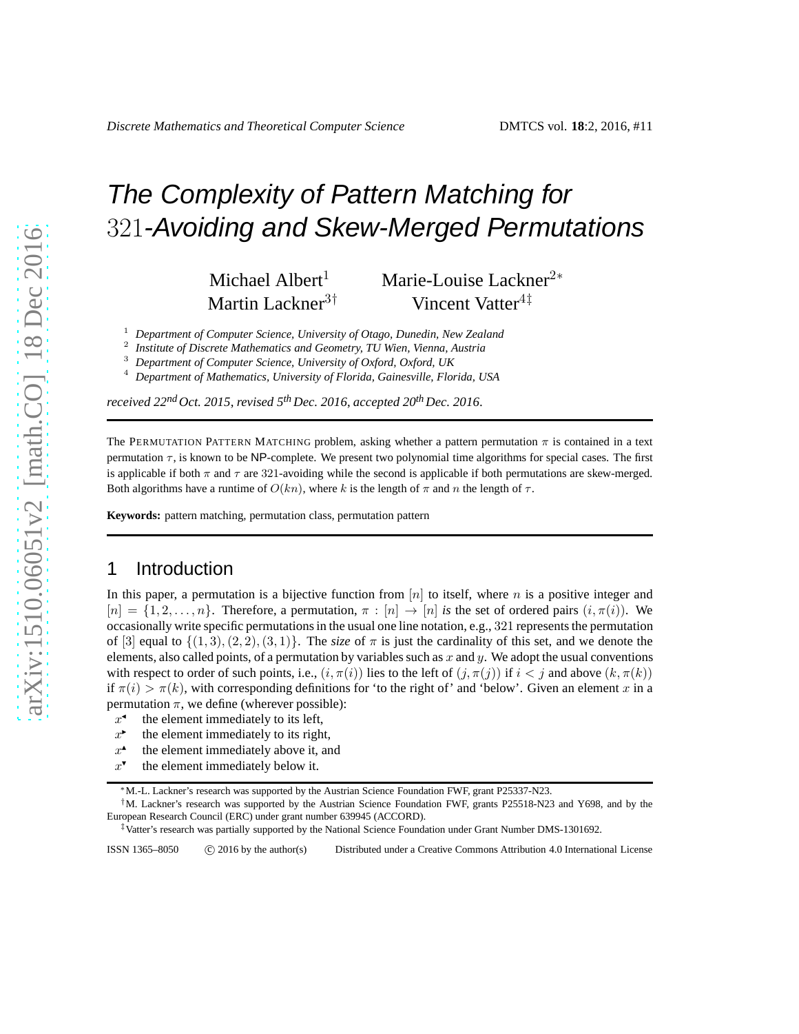# The Complexity of Pattern Matching for 321-Avoiding and Skew-Merged Permutations

Michael Albert[1] Marie-Louise Lackner[2*]
Martin Lackner[3†] Vincent Vatter[4‡]

[1] *Department of Computer Science, University of Otago, Dunedin, New Zealand*
[2] *Institute of Discrete Mathematics and Geometry, TU Wien, Vienna, Austria*
[3] *Department of Computer Science, University of Oxford, Oxford, UK*
[4] *Department of Mathematics, University of Florida, Gainesville, Florida, USA*

*received 22nd Oct. 2015, revised 5th Dec. 2016, accepted 20th Dec. 2016.*

---

The PERMUTATION PATTERN MATCHING problem, asking whether a pattern permutation $\pi$ is contained in a text permutation $\tau$, is known to be NP-complete. We present two polynomial time algorithms for special cases. The first is applicable if both $\pi$ and $\tau$ are 321-avoiding while the second is applicable if both permutations are skew-merged. Both algorithms have a runtime of $O(kn)$, where $k$ is the length of $\pi$ and $n$ the length of $\tau$.

**Keywords:** pattern matching, permutation class, permutation pattern

---

## 1 Introduction

In this paper, a permutation is a bijective function from $[n]$ to itself, where $n$ is a positive integer and $[n] = \{1, 2, \ldots, n\}$. Therefore, a permutation, $\pi : [n] \to [n]$ *is* the set of ordered pairs $(i, \pi(i))$. We occasionally write specific permutations in the usual one line notation, e.g., 321 represents the permutation of $[3]$ equal to $\{(1, 3), (2, 2), (3, 1)\}$. The *size* of $\pi$ is just the cardinality of this set, and we denote the elements, also called points, of a permutation by variables such as $x$ and $y$. We adopt the usual conventions with respect to order of such points, i.e., $(i, \pi(i))$ lies to the left of $(j, \pi(j))$ if $i < j$ and above $(k, \pi(k))$ if $\pi(i) > \pi(k)$, with corresponding definitions for 'to the right of' and 'below'. Given an element $x$ in a permutation $\pi$, we define (wherever possible):

- $x^{◂}$ the element immediately to its left,
- $x^{▸}$ the element immediately to its right,
- $x^{▴}$ the element immediately above it, and
- $x^{▾}$ the element immediately below it.

---

*M.-L. Lackner's research was supported by the Austrian Science Foundation FWF, grant P25337-N23.

†M. Lackner's research was supported by the Austrian Science Foundation FWF, grants P25518-N23 and Y698, and by the European Research Council (ERC) under grant number 639945 (ACCORD).

‡Vatter's research was partially supported by the National Science Foundation under Grant Number DMS-1301692.

ISSN 1365–8050 © 2016 by the author(s) Distributed under a Creative Commons Attribution 4.0 International License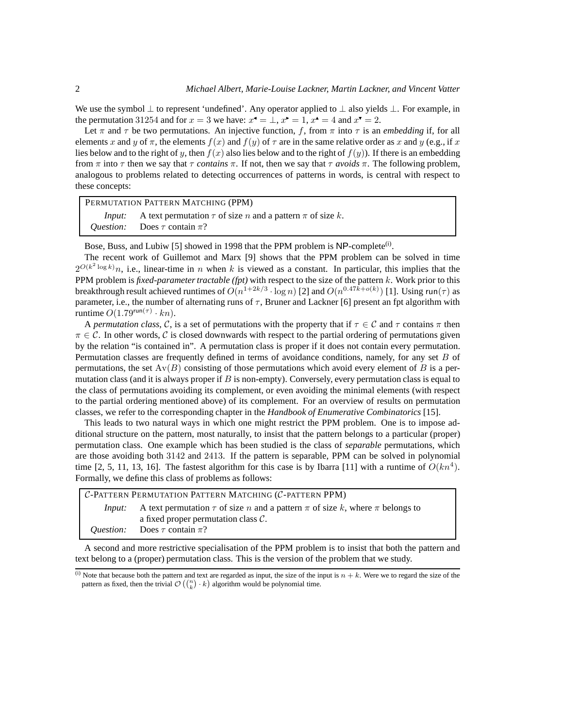We use the symbol $\perp$ to represent 'undefined'. Any operator applied to $\perp$ also yields $\perp$. For example, in the permutation $31254$ and for $x = 3$ we have: $x^{\blacktriangleleft} = \perp$, $x^{\blacktriangleright} = 1$, $x^{\blacktriangle} = 4$ and $x^{\blacktriangledown} = 2$.

Let $\pi$ and $\tau$ be two permutations. An injective function, $f$, from $\pi$ into $\tau$ is an *embedding* if, for all elements $x$ and $y$ of $\pi$, the elements $f(x)$ and $f(y)$ of $\tau$ are in the same relative order as $x$ and $y$ (e.g., if $x$ lies below and to the right of $y$, then $f(x)$ also lies below and to the right of $f(y)$). If there is an embedding from $\pi$ into $\tau$ then we say that $\tau$ *contains* $\pi$. If not, then we say that $\tau$ *avoids* $\pi$. The following problem, analogous to problems related to detecting occurrences of patterns in words, is central with respect to these concepts:

| PERMUTATION PATTERN MATCHING (PPM) | |
|---|---|
| *Input:* | A text permutation $\tau$ of size $n$ and a pattern $\pi$ of size $k$. |
| *Question:* | Does $\tau$ contain $\pi$? |

Bose, Buss, and Lubiw [5] showed in 1998 that the PPM problem is NP-complete[(i)].

The recent work of Guillemot and Marx [9] shows that the PPM problem can be solved in time $2^{O(k^2 \log k)}n$, i.e., linear-time in $n$ when $k$ is viewed as a constant. In particular, this implies that the PPM problem is *fixed-parameter tractable (fpt)* with respect to the size of the pattern $k$. Work prior to this breakthrough result achieved runtimes of $O(n^{1+2k/3} \cdot \log n)$ [2] and $O(n^{0.47k+o(k)})$ [1]. Using $\mathsf{run}(\tau)$ as parameter, i.e., the number of alternating runs of $\tau$, Bruner and Lackner [6] present an fpt algorithm with runtime $O(1.79^{\mathsf{run}(\tau)} \cdot kn)$.

A *permutation class*, $\mathcal{C}$, is a set of permutations with the property that if $\tau \in \mathcal{C}$ and $\tau$ contains $\pi$ then $\pi \in \mathcal{C}$. In other words, $\mathcal{C}$ is closed downwards with respect to the partial ordering of permutations given by the relation "is contained in". A permutation class is proper if it does not contain every permutation. Permutation classes are frequently defined in terms of avoidance conditions, namely, for any set $B$ of permutations, the set $\mathrm{Av}(B)$ consisting of those permutations which avoid every element of $B$ is a permutation class (and it is always proper if $B$ is non-empty). Conversely, every permutation class is equal to the class of permutations avoiding its complement, or even avoiding the minimal elements (with respect to the partial ordering mentioned above) of its complement. For an overview of results on permutation classes, we refer to the corresponding chapter in the *Handbook of Enumerative Combinatorics* [15].

This leads to two natural ways in which one might restrict the PPM problem. One is to impose additional structure on the pattern, most naturally, to insist that the pattern belongs to a particular (proper) permutation class. One example which has been studied is the class of *separable* permutations, which are those avoiding both $3142$ and $2413$. If the pattern is separable, PPM can be solved in polynomial time [2, 5, 11, 13, 16]. The fastest algorithm for this case is by Ibarra [11] with a runtime of $O(kn^4)$. Formally, we define this class of problems as follows:

| $\mathcal{C}$-PATTERN PERMUTATION PATTERN MATCHING ($\mathcal{C}$-PATTERN PPM) | |
|---|---|
| *Input:* | A text permutation $\tau$ of size $n$ and a pattern $\pi$ of size $k$, where $\pi$ belongs to a fixed proper permutation class $\mathcal{C}$. |
| *Question:* | Does $\tau$ contain $\pi$? |

A second and more restrictive specialisation of the PPM problem is to insist that both the pattern and text belong to a (proper) permutation class. This is the version of the problem that we study.

---

(i) Note that because both the pattern and text are regarded as input, the size of the input is $n + k$. Were we to regard the size of the pattern as fixed, then the trivial $\mathcal{O}\left(\binom{n}{k} \cdot k\right)$ algorithm would be polynomial time.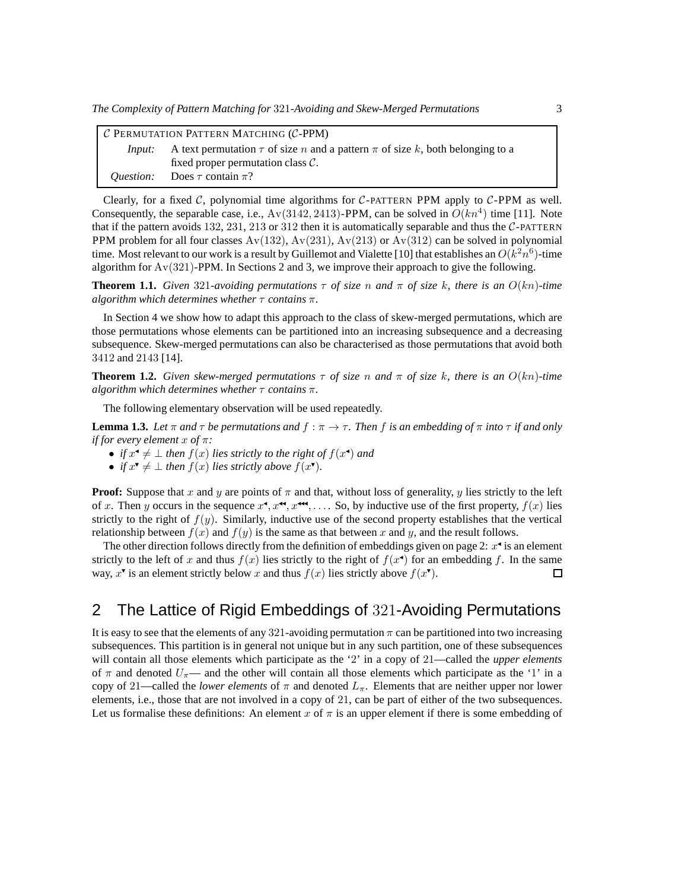| $\mathcal{C}$ PERMUTATION PATTERN MATCHING ($\mathcal{C}$-PPM) | |
|---|---|
| *Input:* | A text permutation $\tau$ of size $n$ and a pattern $\pi$ of size $k$, both belonging to a fixed proper permutation class $\mathcal{C}$. |
| *Question:* | Does $\tau$ contain $\pi$? |

Clearly, for a fixed $\mathcal{C}$, polynomial time algorithms for $\mathcal{C}$-PATTERN PPM apply to $\mathcal{C}$-PPM as well. Consequently, the separable case, i.e., $\mathrm{Av}(3142, 2413)$-PPM, can be solved in $O(kn^4)$ time [11]. Note that if the pattern avoids 132, 231, 213 or 312 then it is automatically separable and thus the $\mathcal{C}$-PATTERN PPM problem for all four classes $\mathrm{Av}(132)$, $\mathrm{Av}(231)$, $\mathrm{Av}(213)$ or $\mathrm{Av}(312)$ can be solved in polynomial time. Most relevant to our work is a result by Guillemot and Vialette [10] that establishes an $O(k^2n^6)$-time algorithm for $\mathrm{Av}(321)$-PPM. In Sections 2 and 3, we improve their approach to give the following.

**Theorem 1.1.** *Given 321-avoiding permutations $\tau$ of size $n$ and $\pi$ of size $k$, there is an $O(kn)$-time algorithm which determines whether $\tau$ contains $\pi$.*

In Section 4 we show how to adapt this approach to the class of skew-merged permutations, which are those permutations whose elements can be partitioned into an increasing subsequence and a decreasing subsequence. Skew-merged permutations can also be characterised as those permutations that avoid both 3412 and 2143 [14].

**Theorem 1.2.** *Given skew-merged permutations $\tau$ of size $n$ and $\pi$ of size $k$, there is an $O(kn)$-time algorithm which determines whether $\tau$ contains $\pi$.*

The following elementary observation will be used repeatedly.

**Lemma 1.3.** *Let $\pi$ and $\tau$ be permutations and $f : \pi \to \tau$. Then $f$ is an embedding of $\pi$ into $\tau$ if and only if for every element $x$ of $\pi$:*

- *if $x^{\blacktriangleleft} \neq \bot$ then $f(x)$ lies strictly to the right of $f(x^{\blacktriangleleft})$ and*
- *if $x^{\blacktriangledown} \neq \bot$ then $f(x)$ lies strictly above $f(x^{\blacktriangledown})$.*

**Proof:** Suppose that $x$ and $y$ are points of $\pi$ and that, without loss of generality, $y$ lies strictly to the left of $x$. Then $y$ occurs in the sequence $x^{\blacktriangleleft}, x^{\blacktriangleleft\blacktriangleleft}, x^{\blacktriangleleft\blacktriangleleft\blacktriangleleft}, \ldots$. So, by inductive use of the first property, $f(x)$ lies strictly to the right of $f(y)$. Similarly, inductive use of the second property establishes that the vertical relationship between $f(x)$ and $f(y)$ is the same as that between $x$ and $y$, and the result follows.

The other direction follows directly from the definition of embeddings given on page 2: $x^{\blacktriangleleft}$ is an element strictly to the left of $x$ and thus $f(x)$ lies strictly to the right of $f(x^{\blacktriangleleft})$ for an embedding $f$. In the same way, $x^{\blacktriangledown}$ is an element strictly below $x$ and thus $f(x)$ lies strictly above $f(x^{\blacktriangledown})$. □

## 2 The Lattice of Rigid Embeddings of 321-Avoiding Permutations

It is easy to see that the elements of any 321-avoiding permutation $\pi$ can be partitioned into two increasing subsequences. This partition is in general not unique but in any such partition, one of these subsequences will contain all those elements which participate as the '2' in a copy of 21—called the *upper elements* of $\pi$ and denoted $U_\pi$— and the other will contain all those elements which participate as the '1' in a copy of 21—called the *lower elements* of $\pi$ and denoted $L_\pi$. Elements that are neither upper nor lower elements, i.e., those that are not involved in a copy of 21, can be part of either of the two subsequences. Let us formalise these definitions: An element $x$ of $\pi$ is an upper element if there is some embedding of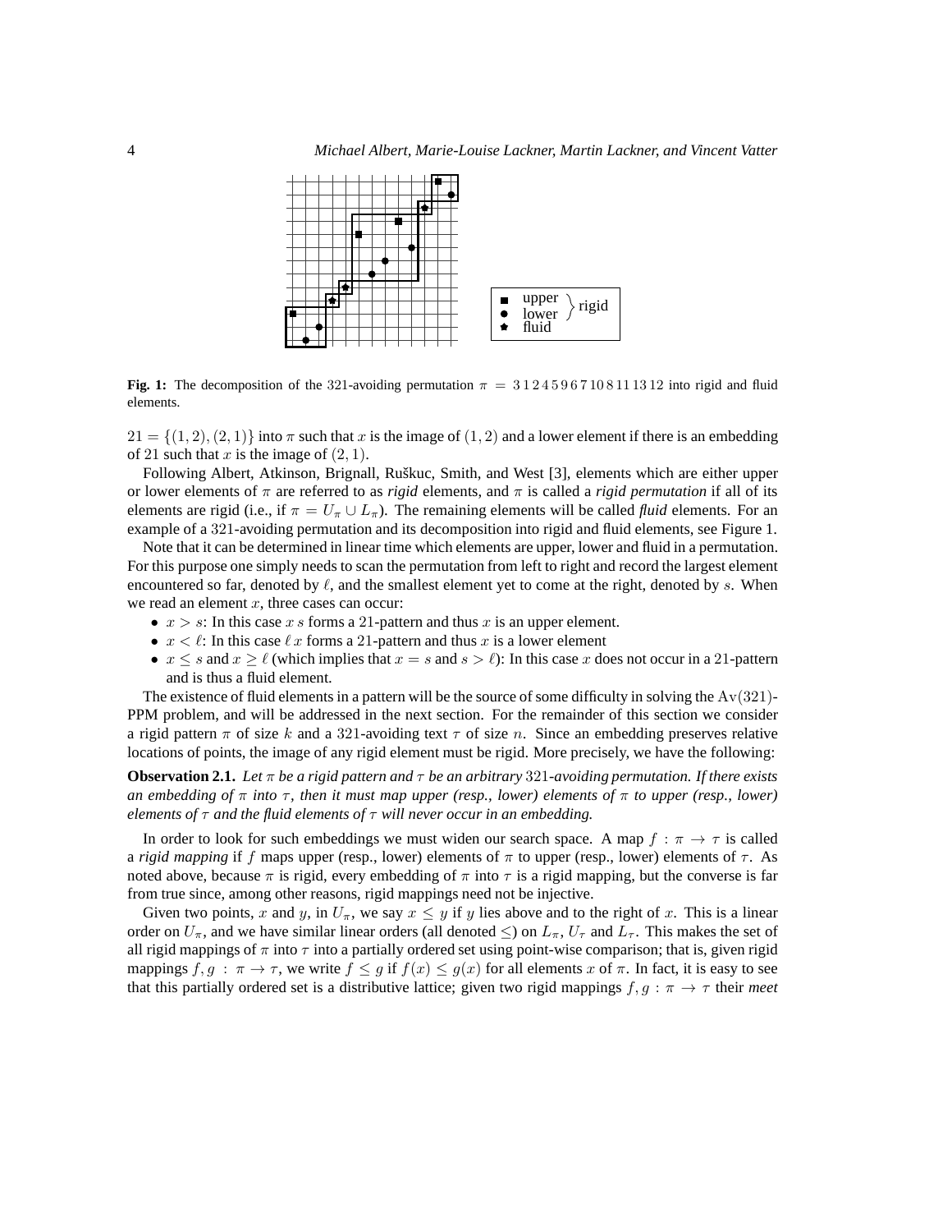**Fig. 1:** The decomposition of the 321-avoiding permutation $\pi = 3\,1\,2\,4\,5\,9\,6\,7\,10\,8\,11\,13\,12$ into rigid and fluid elements.

$21 = \{(1,2),(2,1)\}$ into $\pi$ such that $x$ is the image of $(1,2)$ and a lower element if there is an embedding of 21 such that $x$ is the image of $(2,1)$.

Following Albert, Atkinson, Brignall, Ruškuc, Smith, and West [3], elements which are either upper or lower elements of $\pi$ are referred to as *rigid* elements, and $\pi$ is called a *rigid permutation* if all of its elements are rigid (i.e., if $\pi = U_\pi \cup L_\pi$). The remaining elements will be called *fluid* elements. For an example of a 321-avoiding permutation and its decomposition into rigid and fluid elements, see Figure 1.

Note that it can be determined in linear time which elements are upper, lower and fluid in a permutation. For this purpose one simply needs to scan the permutation from left to right and record the largest element encountered so far, denoted by $\ell$, and the smallest element yet to come at the right, denoted by $s$. When we read an element $x$, three cases can occur:

- $x > s$: In this case $x\,s$ forms a 21-pattern and thus $x$ is an upper element.
- $x < \ell$: In this case $\ell\,x$ forms a 21-pattern and thus $x$ is a lower element
- $x \leq s$ and $x \geq \ell$ (which implies that $x = s$ and $s > \ell$): In this case $x$ does not occur in a 21-pattern and is thus a fluid element.

The existence of fluid elements in a pattern will be the source of some difficulty in solving the $\mathrm{Av}(321)$-PPM problem, and will be addressed in the next section. For the remainder of this section we consider a rigid pattern $\pi$ of size $k$ and a 321-avoiding text $\tau$ of size $n$. Since an embedding preserves relative locations of points, the image of any rigid element must be rigid. More precisely, we have the following:

**Observation 2.1.** *Let $\pi$ be a rigid pattern and $\tau$ be an arbitrary 321-avoiding permutation. If there exists an embedding of $\pi$ into $\tau$, then it must map upper (resp., lower) elements of $\pi$ to upper (resp., lower) elements of $\tau$ and the fluid elements of $\tau$ will never occur in an embedding.*

In order to look for such embeddings we must widen our search space. A map $f : \pi \to \tau$ is called a *rigid mapping* if $f$ maps upper (resp., lower) elements of $\pi$ to upper (resp., lower) elements of $\tau$. As noted above, because $\pi$ is rigid, every embedding of $\pi$ into $\tau$ is a rigid mapping, but the converse is far from true since, among other reasons, rigid mappings need not be injective.

Given two points, $x$ and $y$, in $U_\pi$, we say $x \leq y$ if $y$ lies above and to the right of $x$. This is a linear order on $U_\pi$, and we have similar linear orders (all denoted $\leq$) on $L_\pi$, $U_\tau$ and $L_\tau$. This makes the set of all rigid mappings of $\pi$ into $\tau$ into a partially ordered set using point-wise comparison; that is, given rigid mappings $f, g : \pi \to \tau$, we write $f \leq g$ if $f(x) \leq g(x)$ for all elements $x$ of $\pi$. In fact, it is easy to see that this partially ordered set is a distributive lattice; given two rigid mappings $f, g : \pi \to \tau$ their *meet*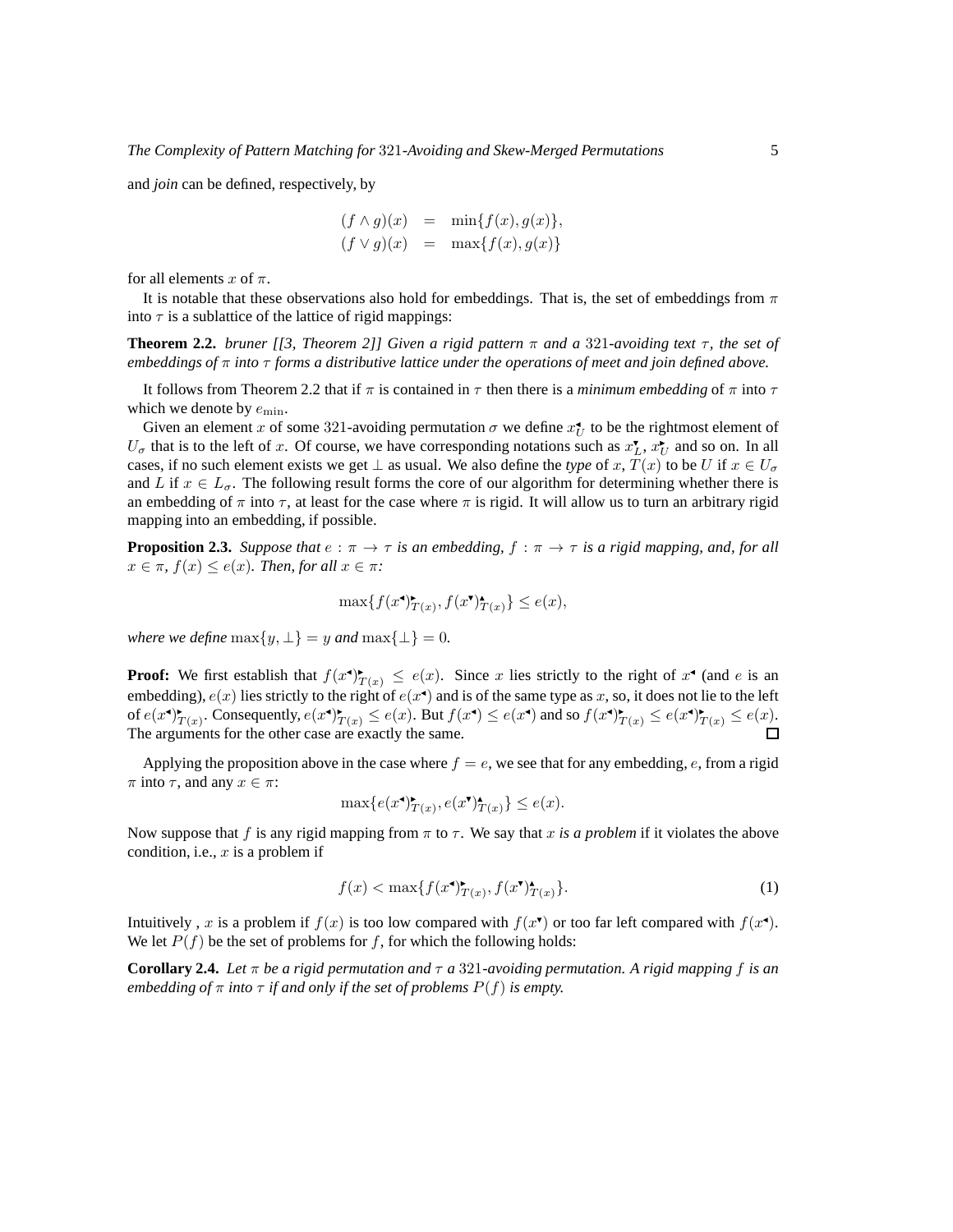and *join* can be defined, respectively, by

$$
\begin{aligned}
(f \wedge g)(x) &= \min\{f(x), g(x)\}, \\
(f \vee g)(x) &= \max\{f(x), g(x)\}
\end{aligned}
$$

for all elements $x$ of $\pi$.

It is notable that these observations also hold for embeddings. That is, the set of embeddings from $\pi$ into $\tau$ is a sublattice of the lattice of rigid mappings:

**Theorem 2.2.** *bruner [[3, Theorem 2]] Given a rigid pattern $\pi$ and a 321-avoiding text $\tau$, the set of embeddings of $\pi$ into $\tau$ forms a distributive lattice under the operations of meet and join defined above.*

It follows from Theorem 2.2 that if $\pi$ is contained in $\tau$ then there is a *minimum embedding* of $\pi$ into $\tau$ which we denote by $e_{\min}$.

Given an element $x$ of some 321-avoiding permutation $\sigma$ we define $x_U^{\blacktriangleleft}$ to be the rightmost element of $U_\sigma$ that is to the left of $x$. Of course, we have corresponding notations such as $x_L^{\blacktriangledown}$, $x_U^{\blacktriangleright}$ and so on. In all cases, if no such element exists we get $\perp$ as usual. We also define the *type* of $x$, $T(x)$ to be $U$ if $x \in U_\sigma$ and $L$ if $x \in L_\sigma$. The following result forms the core of our algorithm for determining whether there is an embedding of $\pi$ into $\tau$, at least for the case where $\pi$ is rigid. It will allow us to turn an arbitrary rigid mapping into an embedding, if possible.

**Proposition 2.3.** *Suppose that $e : \pi \to \tau$ is an embedding, $f : \pi \to \tau$ is a rigid mapping, and, for all $x \in \pi$, $f(x) \leq e(x)$. Then, for all $x \in \pi$:*

$$
\max\{f(x^{\blacktriangleleft})^{\blacktriangleright}_{T(x)}, f(x^{\blacktriangledown})^{\blacktriangle}_{T(x)}\} \leq e(x),
$$

*where we define $\max\{y, \perp\} = y$ and $\max\{\perp\} = 0$.*

**Proof:** We first establish that $f(x^{\blacktriangleleft})^{\blacktriangleright}_{T(x)} \leq e(x)$. Since $x$ lies strictly to the right of $x^{\blacktriangleleft}$ (and $e$ is an embedding), $e(x)$ lies strictly to the right of $e(x^{\blacktriangleleft})$ and is of the same type as $x$, so, it does not lie to the left of $e(x^{\blacktriangleleft})^{\blacktriangleright}_{T(x)}$. Consequently, $e(x^{\blacktriangleleft})^{\blacktriangleright}_{T(x)} \leq e(x)$. But $f(x^{\blacktriangleleft}) \leq e(x^{\blacktriangleleft})$ and so $f(x^{\blacktriangleleft})^{\blacktriangleright}_{T(x)} \leq e(x^{\blacktriangleleft})^{\blacktriangleright}_{T(x)} \leq e(x)$. The arguments for the other case are exactly the same. $\square$

Applying the proposition above in the case where $f = e$, we see that for any embedding, $e$, from a rigid $\pi$ into $\tau$, and any $x \in \pi$:

$$
\max\{e(x^{\blacktriangleleft})^{\blacktriangleright}_{T(x)}, e(x^{\blacktriangledown})^{\blacktriangle}_{T(x)}\} \leq e(x).
$$

Now suppose that $f$ is any rigid mapping from $\pi$ to $\tau$. We say that $x$ *is a problem* if it violates the above condition, i.e., $x$ is a problem if

$$
f(x) < \max\{f(x^{\blacktriangleleft})^{\blacktriangleright}_{T(x)}, f(x^{\blacktriangledown})^{\blacktriangle}_{T(x)}\}. \tag{1}
$$

Intuitively , $x$ is a problem if $f(x)$ is too low compared with $f(x^{\blacktriangledown})$ or too far left compared with $f(x^{\blacktriangleleft})$. We let $P(f)$ be the set of problems for $f$, for which the following holds:

**Corollary 2.4.** *Let $\pi$ be a rigid permutation and $\tau$ a 321-avoiding permutation. A rigid mapping $f$ is an embedding of $\pi$ into $\tau$ if and only if the set of problems $P(f)$ is empty.*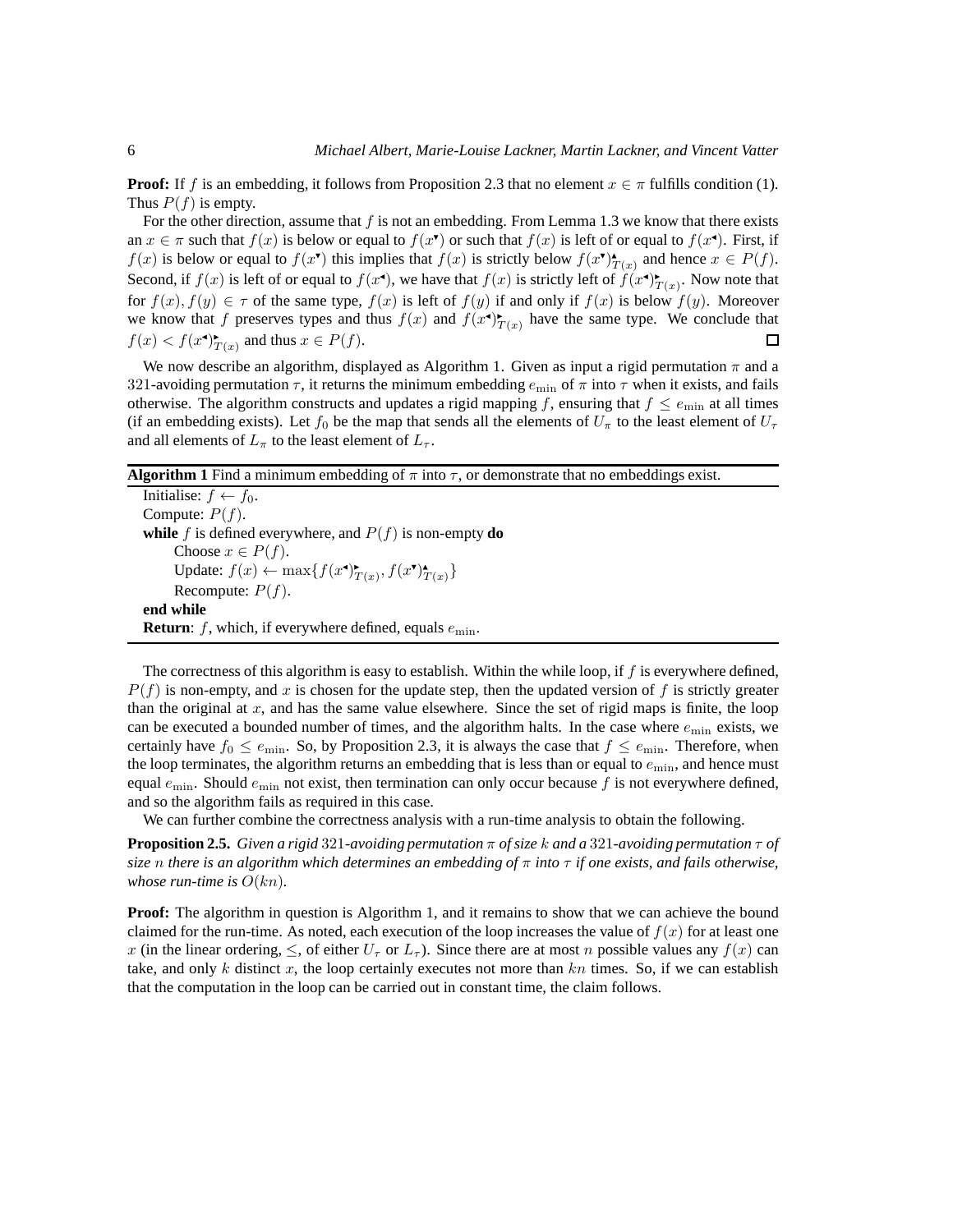**Proof:** If $f$ is an embedding, it follows from Proposition 2.3 that no element $x \in \pi$ fulfills condition (1). Thus $P(f)$ is empty.

For the other direction, assume that $f$ is not an embedding. From Lemma 1.3 we know that there exists an $x \in \pi$ such that $f(x)$ is below or equal to $f(x^{\blacktriangledown})$ or such that $f(x)$ is left of or equal to $f(x^{\blacktriangleleft})$. First, if $f(x)$ is below or equal to $f(x^{\blacktriangledown})$ this implies that $f(x)$ is strictly below $f(x^{\blacktriangledown})^{\blacktriangle}_{T(x)}$ and hence $x \in P(f)$. Second, if $f(x)$ is left of or equal to $f(x^{\blacktriangleleft})$, we have that $f(x)$ is strictly left of $f(x^{\blacktriangleleft})^{\blacktriangleright}_{T(x)}$. Now note that for $f(x), f(y) \in \tau$ of the same type, $f(x)$ is left of $f(y)$ if and only if $f(x)$ is below $f(y)$. Moreover we know that $f$ preserves types and thus $f(x)$ and $f(x^{\blacktriangleleft})^{\blacktriangleright}_{T(x)}$ have the same type. We conclude that $f(x) < f(x^{\blacktriangleleft})^{\blacktriangleright}_{T(x)}$ and thus $x \in P(f)$. □

We now describe an algorithm, displayed as Algorithm 1. Given as input a rigid permutation $\pi$ and a 321-avoiding permutation $\tau$, it returns the minimum embedding $e_{\min}$ of $\pi$ into $\tau$ when it exists, and fails otherwise. The algorithm constructs and updates a rigid mapping $f$, ensuring that $f \leq e_{\min}$ at all times (if an embedding exists). Let $f_0$ be the map that sends all the elements of $U_\pi$ to the least element of $U_\tau$ and all elements of $L_\pi$ to the least element of $L_\tau$.

**Algorithm 1** Find a minimum embedding of $\pi$ into $\tau$, or demonstrate that no embeddings exist.

```
Initialise: f ← f_0.
Compute: P(f).
while f is defined everywhere, and P(f) is non-empty do
    Choose x ∈ P(f).
    Update: f(x) ← max{f(x◂)▸_T(x), f(x▾)▴_T(x)}
    Recompute: P(f).
end while
Return: f, which, if everywhere defined, equals e_min.
```

The correctness of this algorithm is easy to establish. Within the while loop, if $f$ is everywhere defined, $P(f)$ is non-empty, and $x$ is chosen for the update step, then the updated version of $f$ is strictly greater than the original at $x$, and has the same value elsewhere. Since the set of rigid maps is finite, the loop can be executed a bounded number of times, and the algorithm halts. In the case where $e_{\min}$ exists, we certainly have $f_0 \leq e_{\min}$. So, by Proposition 2.3, it is always the case that $f \leq e_{\min}$. Therefore, when the loop terminates, the algorithm returns an embedding that is less than or equal to $e_{\min}$, and hence must equal $e_{\min}$. Should $e_{\min}$ not exist, then termination can only occur because $f$ is not everywhere defined, and so the algorithm fails as required in this case.

We can further combine the correctness analysis with a run-time analysis to obtain the following.

**Proposition 2.5.** *Given a rigid* 321*-avoiding permutation* $\pi$ *of size* $k$ *and a* 321*-avoiding permutation* $\tau$ *of size* $n$ *there is an algorithm which determines an embedding of* $\pi$ *into* $\tau$ *if one exists, and fails otherwise, whose run-time is* $O(kn)$*.*

**Proof:** The algorithm in question is Algorithm 1, and it remains to show that we can achieve the bound claimed for the run-time. As noted, each execution of the loop increases the value of $f(x)$ for at least one $x$ (in the linear ordering, $\leq$, of either $U_\tau$ or $L_\tau$). Since there are at most $n$ possible values any $f(x)$ can take, and only $k$ distinct $x$, the loop certainly executes not more than $kn$ times. So, if we can establish that the computation in the loop can be carried out in constant time, the claim follows.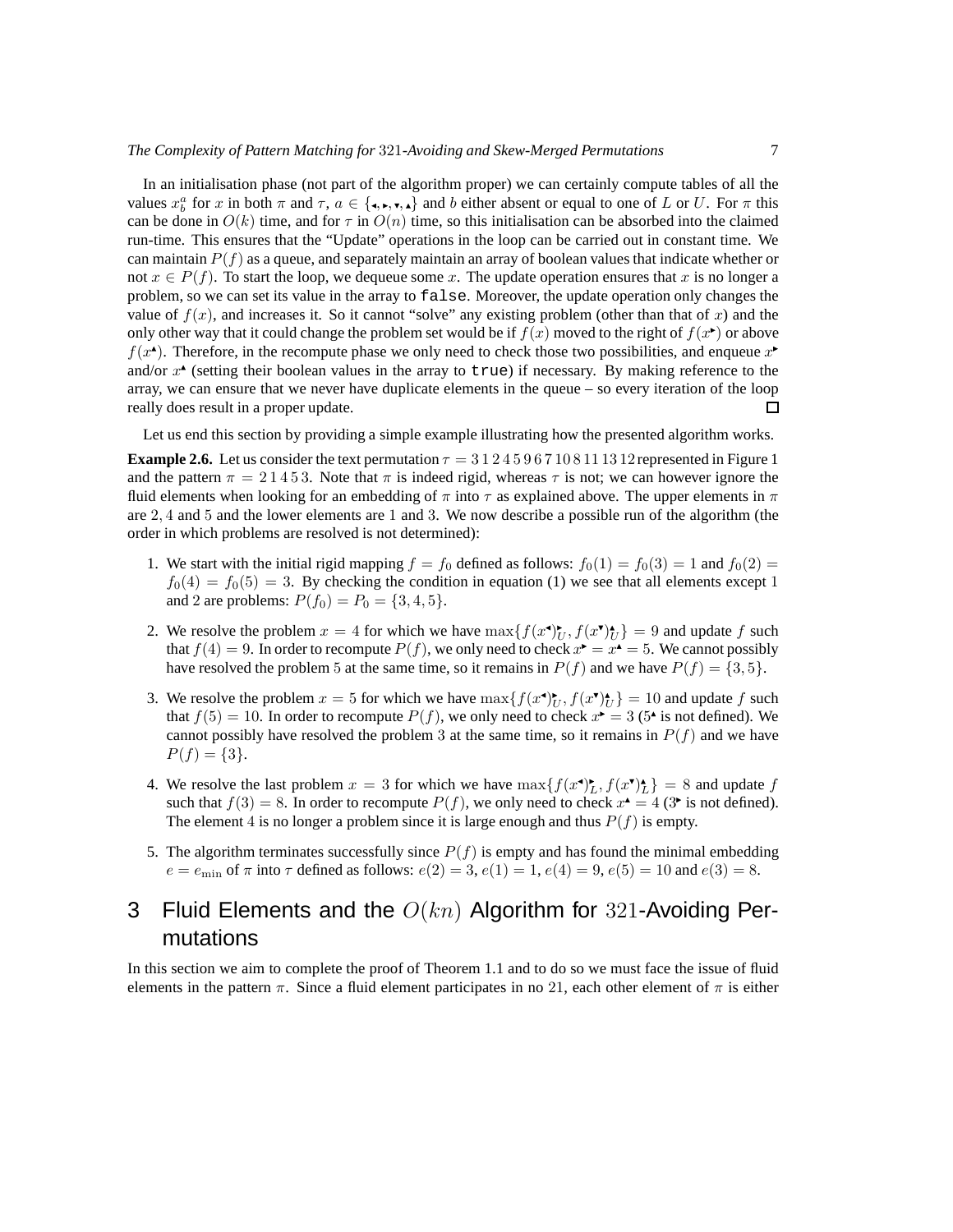In an initialisation phase (not part of the algorithm proper) we can certainly compute tables of all the values $x_b^a$ for $x$ in both $\pi$ and $\tau$, $a \in \{\blacktriangleleft, \blacktriangleright, \blacktriangledown, \blacktriangle\}$ and $b$ either absent or equal to one of $L$ or $U$. For $\pi$ this can be done in $O(k)$ time, and for $\tau$ in $O(n)$ time, so this initialisation can be absorbed into the claimed run-time. This ensures that the "Update" operations in the loop can be carried out in constant time. We can maintain $P(f)$ as a queue, and separately maintain an array of boolean values that indicate whether or not $x \in P(f)$. To start the loop, we dequeue some $x$. The update operation ensures that $x$ is no longer a problem, so we can set its value in the array to `false`. Moreover, the update operation only changes the value of $f(x)$, and increases it. So it cannot "solve" any existing problem (other than that of $x$) and the only other way that it could change the problem set would be if $f(x)$ moved to the right of $f(x^\blacktriangleright)$ or above $f(x^\blacktriangle)$. Therefore, in the recompute phase we only need to check those two possibilities, and enqueue $x^\blacktriangleright$ and/or $x^\blacktriangle$ (setting their boolean values in the array to `true`) if necessary. By making reference to the array, we can ensure that we never have duplicate elements in the queue – so every iteration of the loop really does result in a proper update. $\square$

Let us end this section by providing a simple example illustrating how the presented algorithm works.

**Example 2.6.** Let us consider the text permutation $\tau = 3\,1\,2\,4\,5\,9\,6\,7\,10\,8\,11\,13\,12$ represented in Figure 1 and the pattern $\pi = 2\,1\,4\,5\,3$. Note that $\pi$ is indeed rigid, whereas $\tau$ is not; we can however ignore the fluid elements when looking for an embedding of $\pi$ into $\tau$ as explained above. The upper elements in $\pi$ are $2, 4$ and $5$ and the lower elements are $1$ and $3$. We now describe a possible run of the algorithm (the order in which problems are resolved is not determined):

1. We start with the initial rigid mapping $f = f_0$ defined as follows: $f_0(1) = f_0(3) = 1$ and $f_0(2) = f_0(4) = f_0(5) = 3$. By checking the condition in equation (1) we see that all elements except $1$ and $2$ are problems: $P(f_0) = P_0 = \{3, 4, 5\}$.

2. We resolve the problem $x = 4$ for which we have $\max\{f(x^\blacktriangleleft)_U^\blacktriangleright, f(x^\blacktriangledown)_U^\blacktriangle\} = 9$ and update $f$ such that $f(4) = 9$. In order to recompute $P(f)$, we only need to check $x^\blacktriangleright = x^\blacktriangle = 5$. We cannot possibly have resolved the problem $5$ at the same time, so it remains in $P(f)$ and we have $P(f) = \{3, 5\}$.

3. We resolve the problem $x = 5$ for which we have $\max\{f(x^\blacktriangleleft)_U^\blacktriangleright, f(x^\blacktriangledown)_U^\blacktriangle\} = 10$ and update $f$ such that $f(5) = 10$. In order to recompute $P(f)$, we only need to check $x^\blacktriangleright = 3$ ($5^\blacktriangle$ is not defined). We cannot possibly have resolved the problem $3$ at the same time, so it remains in $P(f)$ and we have $P(f) = \{3\}$.

4. We resolve the last problem $x = 3$ for which we have $\max\{f(x^\blacktriangleleft)_L^\blacktriangleright, f(x^\blacktriangledown)_L^\blacktriangle\} = 8$ and update $f$ such that $f(3) = 8$. In order to recompute $P(f)$, we only need to check $x^\blacktriangle = 4$ ($3^\blacktriangleright$ is not defined). The element $4$ is no longer a problem since it is large enough and thus $P(f)$ is empty.

5. The algorithm terminates successfully since $P(f)$ is empty and has found the minimal embedding $e = e_{\min}$ of $\pi$ into $\tau$ defined as follows: $e(2) = 3$, $e(1) = 1$, $e(4) = 9$, $e(5) = 10$ and $e(3) = 8$.

# 3 Fluid Elements and the $O(kn)$ Algorithm for $321$-Avoiding Permutations

In this section we aim to complete the proof of Theorem 1.1 and to do so we must face the issue of fluid elements in the pattern $\pi$. Since a fluid element participates in no $21$, each other element of $\pi$ is either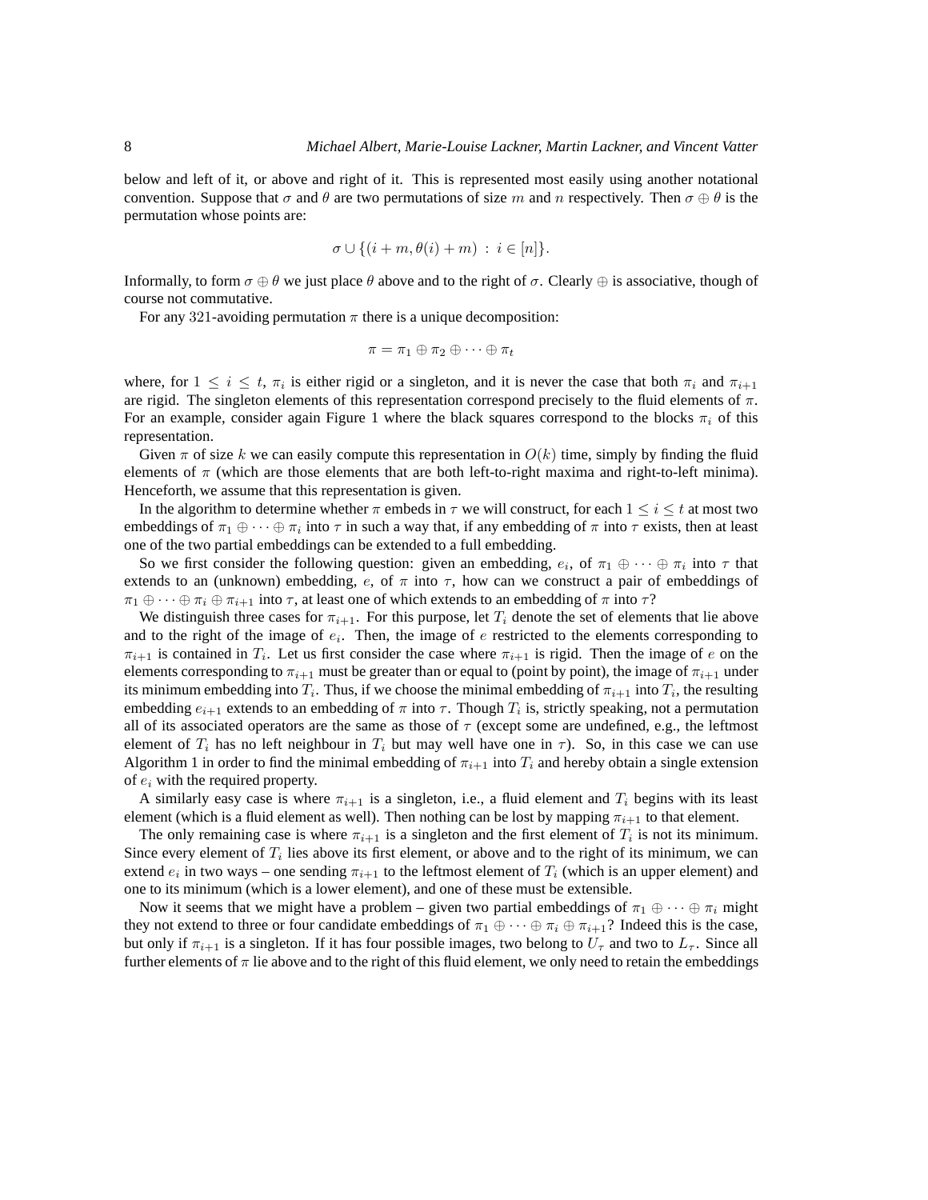below and left of it, or above and right of it. This is represented most easily using another notational convention. Suppose that $\sigma$ and $\theta$ are two permutations of size $m$ and $n$ respectively. Then $\sigma \oplus \theta$ is the permutation whose points are:

$$\sigma \cup \{(i+m, \theta(i)+m) \,:\, i \in [n]\}.$$

Informally, to form $\sigma \oplus \theta$ we just place $\theta$ above and to the right of $\sigma$. Clearly $\oplus$ is associative, though of course not commutative.

For any 321-avoiding permutation $\pi$ there is a unique decomposition:

$$\pi = \pi_1 \oplus \pi_2 \oplus \cdots \oplus \pi_t$$

where, for $1 \le i \le t$, $\pi_i$ is either rigid or a singleton, and it is never the case that both $\pi_i$ and $\pi_{i+1}$ are rigid. The singleton elements of this representation correspond precisely to the fluid elements of $\pi$. For an example, consider again Figure 1 where the black squares correspond to the blocks $\pi_i$ of this representation.

Given $\pi$ of size $k$ we can easily compute this representation in $O(k)$ time, simply by finding the fluid elements of $\pi$ (which are those elements that are both left-to-right maxima and right-to-left minima). Henceforth, we assume that this representation is given.

In the algorithm to determine whether $\pi$ embeds in $\tau$ we will construct, for each $1 \le i \le t$ at most two embeddings of $\pi_1 \oplus \cdots \oplus \pi_i$ into $\tau$ in such a way that, if any embedding of $\pi$ into $\tau$ exists, then at least one of the two partial embeddings can be extended to a full embedding.

So we first consider the following question: given an embedding, $e_i$, of $\pi_1 \oplus \cdots \oplus \pi_i$ into $\tau$ that extends to an (unknown) embedding, $e$, of $\pi$ into $\tau$, how can we construct a pair of embeddings of $\pi_1 \oplus \cdots \oplus \pi_i \oplus \pi_{i+1}$ into $\tau$, at least one of which extends to an embedding of $\pi$ into $\tau$?

We distinguish three cases for $\pi_{i+1}$. For this purpose, let $T_i$ denote the set of elements that lie above and to the right of the image of $e_i$. Then, the image of $e$ restricted to the elements corresponding to $\pi_{i+1}$ is contained in $T_i$. Let us first consider the case where $\pi_{i+1}$ is rigid. Then the image of $e$ on the elements corresponding to $\pi_{i+1}$ must be greater than or equal to (point by point), the image of $\pi_{i+1}$ under its minimum embedding into $T_i$. Thus, if we choose the minimal embedding of $\pi_{i+1}$ into $T_i$, the resulting embedding $e_{i+1}$ extends to an embedding of $\pi$ into $\tau$. Though $T_i$ is, strictly speaking, not a permutation all of its associated operators are the same as those of $\tau$ (except some are undefined, e.g., the leftmost element of $T_i$ has no left neighbour in $T_i$ but may well have one in $\tau$). So, in this case we can use Algorithm 1 in order to find the minimal embedding of $\pi_{i+1}$ into $T_i$ and hereby obtain a single extension of $e_i$ with the required property.

A similarly easy case is where $\pi_{i+1}$ is a singleton, i.e., a fluid element and $T_i$ begins with its least element (which is a fluid element as well). Then nothing can be lost by mapping $\pi_{i+1}$ to that element.

The only remaining case is where $\pi_{i+1}$ is a singleton and the first element of $T_i$ is not its minimum. Since every element of $T_i$ lies above its first element, or above and to the right of its minimum, we can extend $e_i$ in two ways – one sending $\pi_{i+1}$ to the leftmost element of $T_i$ (which is an upper element) and one to its minimum (which is a lower element), and one of these must be extensible.

Now it seems that we might have a problem – given two partial embeddings of $\pi_1 \oplus \cdots \oplus \pi_i$ might they not extend to three or four candidate embeddings of $\pi_1 \oplus \cdots \oplus \pi_i \oplus \pi_{i+1}$? Indeed this is the case, but only if $\pi_{i+1}$ is a singleton. If it has four possible images, two belong to $U_\tau$ and two to $L_\tau$. Since all further elements of $\pi$ lie above and to the right of this fluid element, we only need to retain the embeddings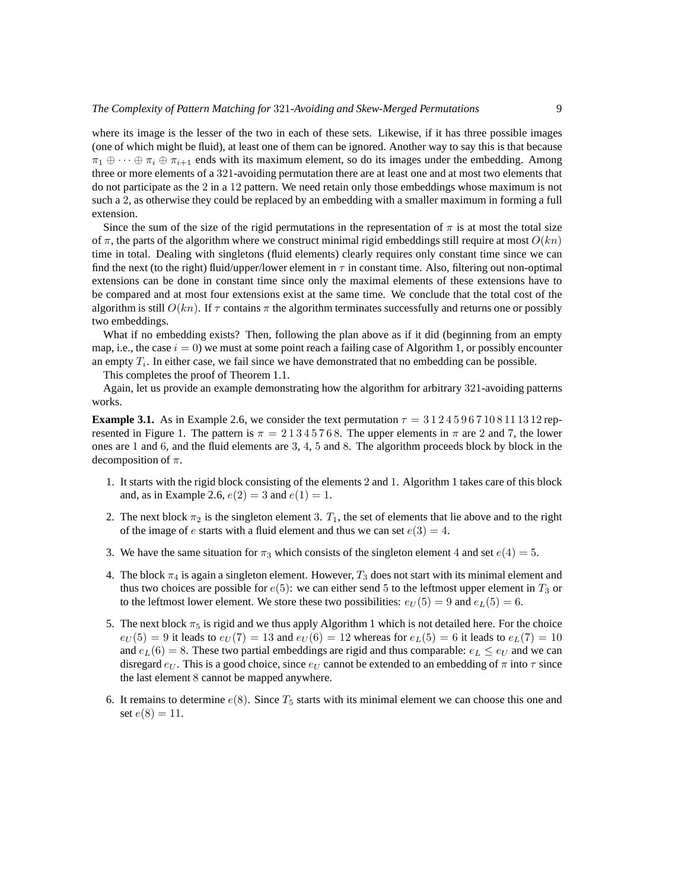where its image is the lesser of the two in each of these sets. Likewise, if it has three possible images (one of which might be fluid), at least one of them can be ignored. Another way to say this is that because $\pi_1 \oplus \cdots \oplus \pi_i \oplus \pi_{i+1}$ ends with its maximum element, so do its images under the embedding. Among three or more elements of a 321-avoiding permutation there are at least one and at most two elements that do not participate as the 2 in a 12 pattern. We need retain only those embeddings whose maximum is not such a 2, as otherwise they could be replaced by an embedding with a smaller maximum in forming a full extension.

Since the sum of the size of the rigid permutations in the representation of $\pi$ is at most the total size of $\pi$, the parts of the algorithm where we construct minimal rigid embeddings still require at most $O(kn)$ time in total. Dealing with singletons (fluid elements) clearly requires only constant time since we can find the next (to the right) fluid/upper/lower element in $\tau$ in constant time. Also, filtering out non-optimal extensions can be done in constant time since only the maximal elements of these extensions have to be compared and at most four extensions exist at the same time. We conclude that the total cost of the algorithm is still $O(kn)$. If $\tau$ contains $\pi$ the algorithm terminates successfully and returns one or possibly two embeddings.

What if no embedding exists? Then, following the plan above as if it did (beginning from an empty map, i.e., the case $i = 0$) we must at some point reach a failing case of Algorithm 1, or possibly encounter an empty $T_i$. In either case, we fail since we have demonstrated that no embedding can be possible.

This completes the proof of Theorem 1.1.

Again, let us provide an example demonstrating how the algorithm for arbitrary 321-avoiding patterns works.

**Example 3.1.** As in Example 2.6, we consider the text permutation $\tau = 3\,1\,2\,4\,5\,9\,6\,7\,10\,8\,11\,13\,12$ represented in Figure 1. The pattern is $\pi = 2\,1\,3\,4\,5\,7\,6\,8$. The upper elements in $\pi$ are 2 and 7, the lower ones are 1 and 6, and the fluid elements are 3, 4, 5 and 8. The algorithm proceeds block by block in the decomposition of $\pi$.

1. It starts with the rigid block consisting of the elements 2 and 1. Algorithm 1 takes care of this block and, as in Example 2.6, $e(2) = 3$ and $e(1) = 1$.
2. The next block $\pi_2$ is the singleton element 3. $T_1$, the set of elements that lie above and to the right of the image of $e$ starts with a fluid element and thus we can set $e(3) = 4$.
3. We have the same situation for $\pi_3$ which consists of the singleton element 4 and set $e(4) = 5$.
4. The block $\pi_4$ is again a singleton element. However, $T_3$ does not start with its minimal element and thus two choices are possible for $e(5)$: we can either send 5 to the leftmost upper element in $T_3$ or to the leftmost lower element. We store these two possibilities: $e_U(5) = 9$ and $e_L(5) = 6$.
5. The next block $\pi_5$ is rigid and we thus apply Algorithm 1 which is not detailed here. For the choice $e_U(5) = 9$ it leads to $e_U(7) = 13$ and $e_U(6) = 12$ whereas for $e_L(5) = 6$ it leads to $e_L(7) = 10$ and $e_L(6) = 8$. These two partial embeddings are rigid and thus comparable: $e_L \le e_U$ and we can disregard $e_U$. This is a good choice, since $e_U$ cannot be extended to an embedding of $\pi$ into $\tau$ since the last element 8 cannot be mapped anywhere.
6. It remains to determine $e(8)$. Since $T_5$ starts with its minimal element we can choose this one and set $e(8) = 11$.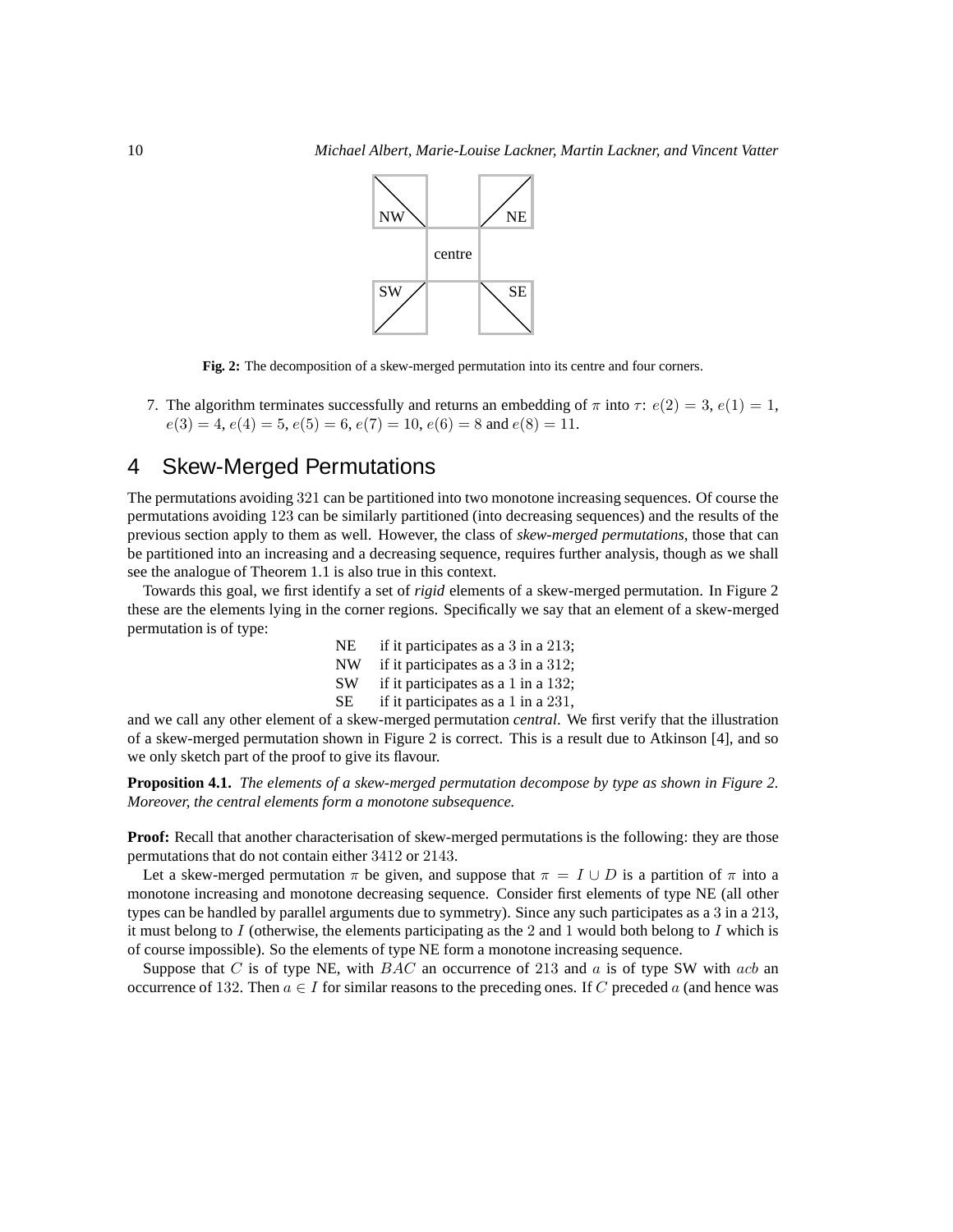Fig. 2: The decomposition of a skew-merged permutation into its centre and four corners.

7. The algorithm terminates successfully and returns an embedding of $\pi$ into $\tau$: $e(2) = 3$, $e(1) = 1$, $e(3) = 4$, $e(4) = 5$, $e(5) = 6$, $e(7) = 10$, $e(6) = 8$ and $e(8) = 11$.

## 4 Skew-Merged Permutations

The permutations avoiding 321 can be partitioned into two monotone increasing sequences. Of course the permutations avoiding 123 can be similarly partitioned (into decreasing sequences) and the results of the previous section apply to them as well. However, the class of *skew-merged permutations*, those that can be partitioned into an increasing and a decreasing sequence, requires further analysis, though as we shall see the analogue of Theorem 1.1 is also true in this context.

Towards this goal, we first identify a set of *rigid* elements of a skew-merged permutation. In Figure 2 these are the elements lying in the corner regions. Specifically we say that an element of a skew-merged permutation is of type:

NE if it participates as a 3 in a 213;
NW if it participates as a 3 in a 312;
SW if it participates as a 1 in a 132;
SE if it participates as a 1 in a 231,

and we call any other element of a skew-merged permutation *central*. We first verify that the illustration of a skew-merged permutation shown in Figure 2 is correct. This is a result due to Atkinson [4], and so we only sketch part of the proof to give its flavour.

**Proposition 4.1.** *The elements of a skew-merged permutation decompose by type as shown in Figure 2. Moreover, the central elements form a monotone subsequence.*

**Proof:** Recall that another characterisation of skew-merged permutations is the following: they are those permutations that do not contain either 3412 or 2143.

Let a skew-merged permutation $\pi$ be given, and suppose that $\pi = I \cup D$ is a partition of $\pi$ into a monotone increasing and monotone decreasing sequence. Consider first elements of type NE (all other types can be handled by parallel arguments due to symmetry). Since any such participates as a 3 in a 213, it must belong to $I$ (otherwise, the elements participating as the 2 and 1 would both belong to $I$ which is of course impossible). So the elements of type NE form a monotone increasing sequence.

Suppose that $C$ is of type NE, with $BAC$ an occurrence of 213 and $a$ is of type SW with $acb$ an occurrence of 132. Then $a \in I$ for similar reasons to the preceding ones. If $C$ preceded $a$ (and hence was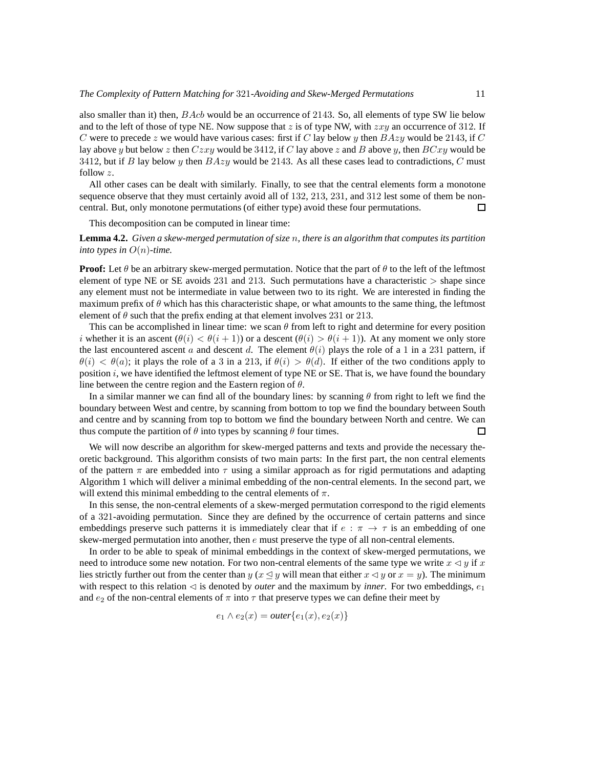also smaller than it) then, $BAcb$ would be an occurrence of 2143. So, all elements of type SW lie below and to the left of those of type NE. Now suppose that $z$ is of type NW, with $zxy$ an occurrence of 312. If $C$ were to precede $z$ we would have various cases: first if $C$ lay below $y$ then $BAzy$ would be 2143, if $C$ lay above $y$ but below $z$ then $Czxy$ would be 3412, if $C$ lay above $z$ and $B$ above $y$, then $BCxy$ would be 3412, but if $B$ lay below $y$ then $BAzy$ would be 2143. As all these cases lead to contradictions, $C$ must follow $z$.

All other cases can be dealt with similarly. Finally, to see that the central elements form a monotone sequence observe that they must certainly avoid all of 132, 213, 231, and 312 lest some of them be non-central. But, only monotone permutations (of either type) avoid these four permutations. ☐

This decomposition can be computed in linear time:

**Lemma 4.2.** *Given a skew-merged permutation of size $n$, there is an algorithm that computes its partition into types in $O(n)$-time.*

**Proof:** Let $\theta$ be an arbitrary skew-merged permutation. Notice that the part of $\theta$ to the left of the leftmost element of type NE or SE avoids 231 and 213. Such permutations have a characteristic $>$ shape since any element must not be intermediate in value between two to its right. We are interested in finding the maximum prefix of $\theta$ which has this characteristic shape, or what amounts to the same thing, the leftmost element of $\theta$ such that the prefix ending at that element involves 231 or 213.

This can be accomplished in linear time: we scan $\theta$ from left to right and determine for every position $i$ whether it is an ascent ($\theta(i) < \theta(i+1)$) or a descent ($\theta(i) > \theta(i+1)$). At any moment we only store the last encountered ascent $a$ and descent $d$. The element $\theta(i)$ plays the role of a 1 in a 231 pattern, if $\theta(i) < \theta(a)$; it plays the role of a 3 in a 213, if $\theta(i) > \theta(d)$. If either of the two conditions apply to position $i$, we have identified the leftmost element of type NE or SE. That is, we have found the boundary line between the centre region and the Eastern region of $\theta$.

In a similar manner we can find all of the boundary lines: by scanning $\theta$ from right to left we find the boundary between West and centre, by scanning from bottom to top we find the boundary between South and centre and by scanning from top to bottom we find the boundary between North and centre. We can thus compute the partition of $\theta$ into types by scanning $\theta$ four times. ☐

We will now describe an algorithm for skew-merged patterns and texts and provide the necessary theoretic background. This algorithm consists of two main parts: In the first part, the non central elements of the pattern $\pi$ are embedded into $\tau$ using a similar approach as for rigid permutations and adapting Algorithm 1 which will deliver a minimal embedding of the non-central elements. In the second part, we will extend this minimal embedding to the central elements of $\pi$.

In this sense, the non-central elements of a skew-merged permutation correspond to the rigid elements of a 321-avoiding permutation. Since they are defined by the occurrence of certain patterns and since embeddings preserve such patterns it is immediately clear that if $e : \pi \to \tau$ is an embedding of one skew-merged permutation into another, then $e$ must preserve the type of all non-central elements.

In order to be able to speak of minimal embeddings in the context of skew-merged permutations, we need to introduce some new notation. For two non-central elements of the same type we write $x \lhd y$ if $x$ lies strictly further out from the center than $y$ ($x \unlhd y$ will mean that either $x \lhd y$ or $x = y$). The minimum with respect to this relation $\lhd$ is denoted by *outer* and the maximum by *inner*. For two embeddings, $e_1$ and $e_2$ of the non-central elements of $\pi$ into $\tau$ that preserve types we can define their meet by

$$e_1 \wedge e_2(x) = \textit{outer}\{e_1(x), e_2(x)\}$$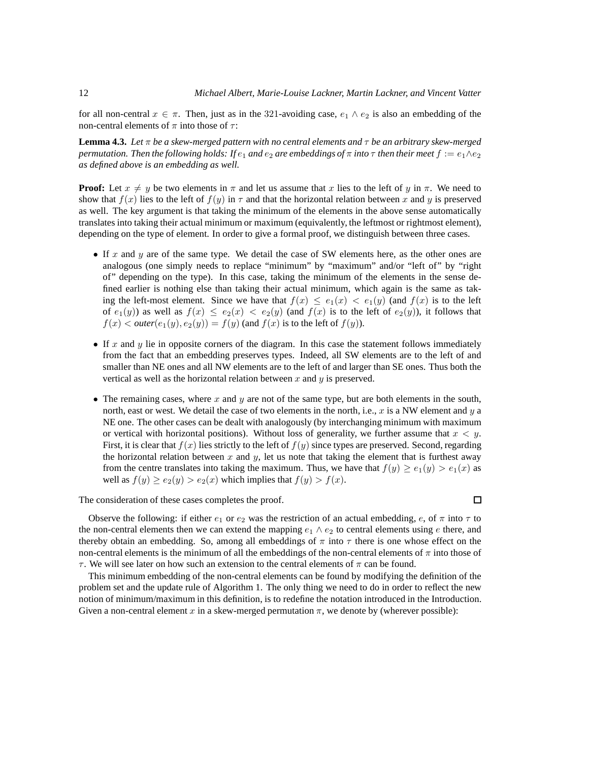for all non-central $x \in \pi$. Then, just as in the 321-avoiding case, $e_1 \wedge e_2$ is also an embedding of the non-central elements of $\pi$ into those of $\tau$:

**Lemma 4.3.** *Let $\pi$ be a skew-merged pattern with no central elements and $\tau$ be an arbitrary skew-merged permutation. Then the following holds: If $e_1$ and $e_2$ are embeddings of $\pi$ into $\tau$ then their meet $f := e_1 \wedge e_2$ as defined above is an embedding as well.*

**Proof:** Let $x \neq y$ be two elements in $\pi$ and let us assume that $x$ lies to the left of $y$ in $\pi$. We need to show that $f(x)$ lies to the left of $f(y)$ in $\tau$ and that the horizontal relation between $x$ and $y$ is preserved as well. The key argument is that taking the minimum of the elements in the above sense automatically translates into taking their actual minimum or maximum (equivalently, the leftmost or rightmost element), depending on the type of element. In order to give a formal proof, we distinguish between three cases.

- If $x$ and $y$ are of the same type. We detail the case of SW elements here, as the other ones are analogous (one simply needs to replace "minimum" by "maximum" and/or "left of" by "right of" depending on the type). In this case, taking the minimum of the elements in the sense defined earlier is nothing else than taking their actual minimum, which again is the same as taking the left-most element. Since we have that $f(x) \leq e_1(x) < e_1(y)$ (and $f(x)$ is to the left of $e_1(y)$) as well as $f(x) \leq e_2(x) < e_2(y)$ (and $f(x)$ is to the left of $e_2(y)$), it follows that $f(x) < \textit{outer}(e_1(y), e_2(y)) = f(y)$ (and $f(x)$ is to the left of $f(y)$).
- If $x$ and $y$ lie in opposite corners of the diagram. In this case the statement follows immediately from the fact that an embedding preserves types. Indeed, all SW elements are to the left of and smaller than NE ones and all NW elements are to the left of and larger than SE ones. Thus both the vertical as well as the horizontal relation between $x$ and $y$ is preserved.
- The remaining cases, where $x$ and $y$ are not of the same type, but are both elements in the south, north, east or west. We detail the case of two elements in the north, i.e., $x$ is a NW element and $y$ a NE one. The other cases can be dealt with analogously (by interchanging minimum with maximum or vertical with horizontal positions). Without loss of generality, we further assume that $x < y$. First, it is clear that $f(x)$ lies strictly to the left of $f(y)$ since types are preserved. Second, regarding the horizontal relation between $x$ and $y$, let us note that taking the element that is furthest away from the centre translates into taking the maximum. Thus, we have that $f(y) \geq e_1(y) > e_1(x)$ as well as $f(y) \geq e_2(y) > e_2(x)$ which implies that $f(y) > f(x)$.

The consideration of these cases completes the proof. □

Observe the following: if either $e_1$ or $e_2$ was the restriction of an actual embedding, $e$, of $\pi$ into $\tau$ to the non-central elements then we can extend the mapping $e_1 \wedge e_2$ to central elements using $e$ there, and thereby obtain an embedding. So, among all embeddings of $\pi$ into $\tau$ there is one whose effect on the non-central elements is the minimum of all the embeddings of the non-central elements of $\pi$ into those of $\tau$. We will see later on how such an extension to the central elements of $\pi$ can be found.

This minimum embedding of the non-central elements can be found by modifying the definition of the problem set and the update rule of Algorithm 1. The only thing we need to do in order to reflect the new notion of minimum/maximum in this definition, is to redefine the notation introduced in the Introduction. Given a non-central element $x$ in a skew-merged permutation $\pi$, we denote by (wherever possible):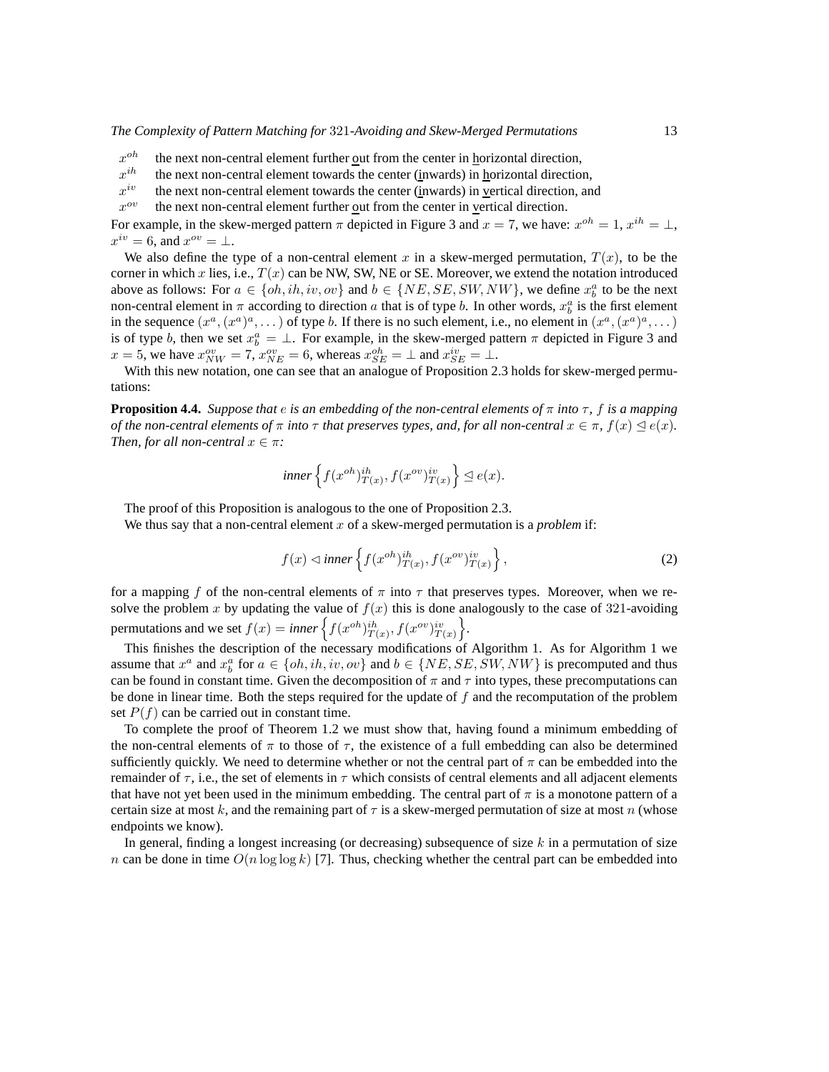$x^{oh}$ the next non-central element further out from the center in horizontal direction,
$x^{ih}$ the next non-central element towards the center (inwards) in horizontal direction,
$x^{iv}$ the next non-central element towards the center (inwards) in vertical direction, and
$x^{ov}$ the next non-central element further out from the center in vertical direction.

For example, in the skew-merged pattern $\pi$ depicted in Figure 3 and $x = 7$, we have: $x^{oh} = 1$, $x^{ih} = \bot$, $x^{iv} = 6$, and $x^{ov} = \bot$.

We also define the type of a non-central element $x$ in a skew-merged permutation, $T(x)$, to be the corner in which $x$ lies, i.e., $T(x)$ can be NW, SW, NE or SE. Moreover, we extend the notation introduced above as follows: For $a \in \{oh, ih, iv, ov\}$ and $b \in \{NE, SE, SW, NW\}$, we define $x^a_b$ to be the next non-central element in $\pi$ according to direction $a$ that is of type $b$. In other words, $x^a_b$ is the first element in the sequence $(x^a, (x^a)^a, \dots)$ of type $b$. If there is no such element, i.e., no element in $(x^a, (x^a)^a, \dots)$ is of type $b$, then we set $x^a_b = \bot$. For example, in the skew-merged pattern $\pi$ depicted in Figure 3 and $x = 5$, we have $x^{ov}_{NW} = 7$, $x^{ov}_{NE} = 6$, whereas $x^{oh}_{SE} = \bot$ and $x^{iv}_{SE} = \bot$.

With this new notation, one can see that an analogue of Proposition 2.3 holds for skew-merged permutations:

**Proposition 4.4.** *Suppose that $e$ is an embedding of the non-central elements of $\pi$ into $\tau$, $f$ is a mapping of the non-central elements of $\pi$ into $\tau$ that preserves types, and, for all non-central $x \in \pi$, $f(x) \trianglelefteq e(x)$. Then, for all non-central $x \in \pi$:*

$$\textit{inner}\left\{f(x^{oh})^{ih}_{T(x)}, f(x^{ov})^{iv}_{T(x)}\right\} \trianglelefteq e(x).$$

The proof of this Proposition is analogous to the one of Proposition 2.3.

We thus say that a non-central element $x$ of a skew-merged permutation is a *problem* if:

$$f(x) \triangleleft \textit{inner}\left\{f(x^{oh})^{ih}_{T(x)}, f(x^{ov})^{iv}_{T(x)}\right\}, \tag{2}$$

for a mapping $f$ of the non-central elements of $\pi$ into $\tau$ that preserves types. Moreover, when we resolve the problem $x$ by updating the value of $f(x)$ this is done analogously to the case of 321-avoiding permutations and we set $f(x) = \textit{inner}\left\{f(x^{oh})^{ih}_{T(x)}, f(x^{ov})^{iv}_{T(x)}\right\}$.

This finishes the description of the necessary modifications of Algorithm 1. As for Algorithm 1 we assume that $x^a$ and $x^a_b$ for $a \in \{oh, ih, iv, ov\}$ and $b \in \{NE, SE, SW, NW\}$ is precomputed and thus can be found in constant time. Given the decomposition of $\pi$ and $\tau$ into types, these precomputations can be done in linear time. Both the steps required for the update of $f$ and the recomputation of the problem set $P(f)$ can be carried out in constant time.

To complete the proof of Theorem 1.2 we must show that, having found a minimum embedding of the non-central elements of $\pi$ to those of $\tau$, the existence of a full embedding can also be determined sufficiently quickly. We need to determine whether or not the central part of $\pi$ can be embedded into the remainder of $\tau$, i.e., the set of elements in $\tau$ which consists of central elements and all adjacent elements that have not yet been used in the minimum embedding. The central part of $\pi$ is a monotone pattern of a certain size at most $k$, and the remaining part of $\tau$ is a skew-merged permutation of size at most $n$ (whose endpoints we know).

In general, finding a longest increasing (or decreasing) subsequence of size $k$ in a permutation of size $n$ can be done in time $O(n \log \log k)$ [7]. Thus, checking whether the central part can be embedded into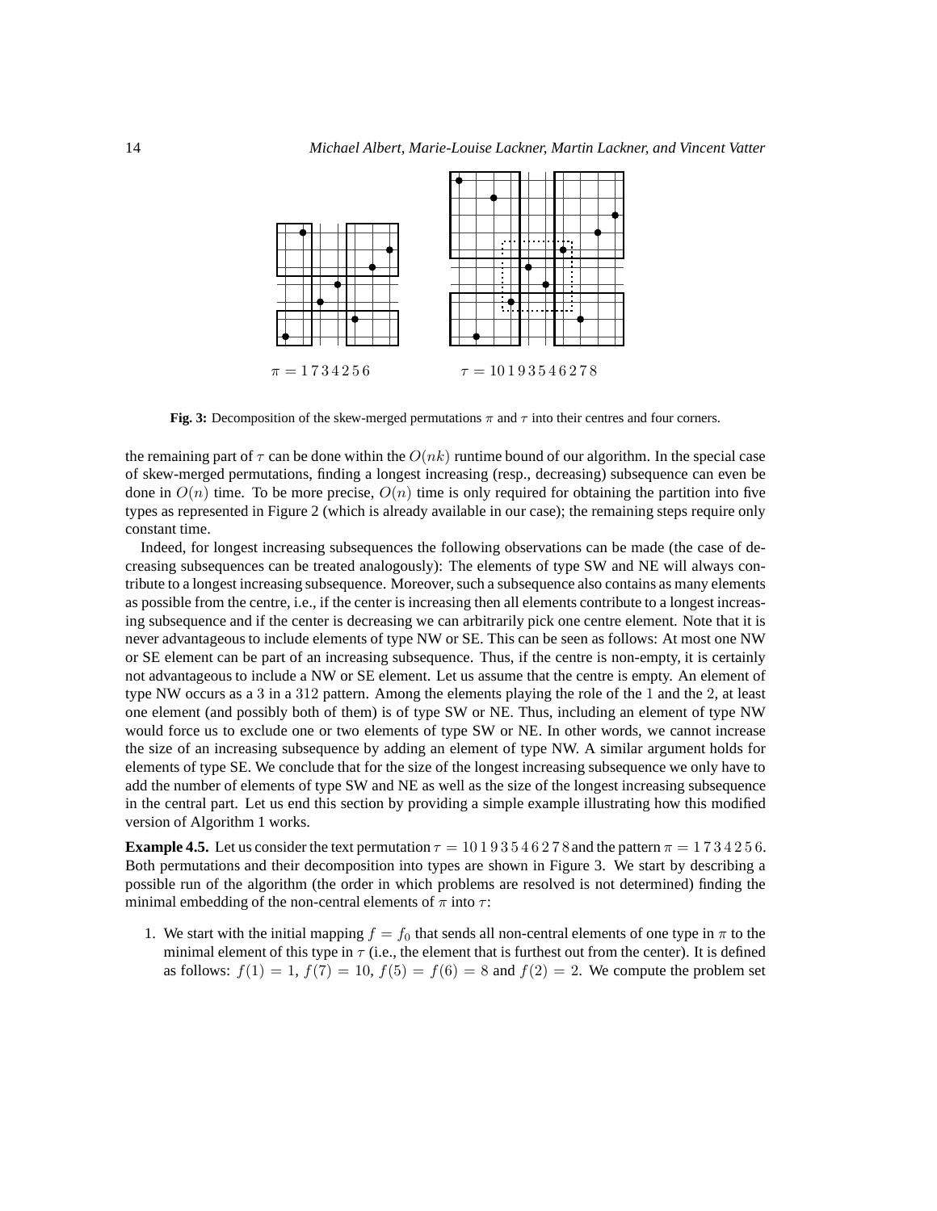$\pi = 1\,7\,3\,4\,2\,5\,6$ $\tau = 10\,1\,9\,3\,5\,4\,6\,2\,7\,8$

**Fig. 3:** Decomposition of the skew-merged permutations $\pi$ and $\tau$ into their centres and four corners.

the remaining part of $\tau$ can be done within the $O(nk)$ runtime bound of our algorithm. In the special case of skew-merged permutations, finding a longest increasing (resp., decreasing) subsequence can even be done in $O(n)$ time. To be more precise, $O(n)$ time is only required for obtaining the partition into five types as represented in Figure 2 (which is already available in our case); the remaining steps require only constant time.

Indeed, for longest increasing subsequences the following observations can be made (the case of decreasing subsequences can be treated analogously): The elements of type SW and NE will always contribute to a longest increasing subsequence. Moreover, such a subsequence also contains as many elements as possible from the centre, i.e., if the center is increasing then all elements contribute to a longest increasing subsequence and if the center is decreasing we can arbitrarily pick one centre element. Note that it is never advantageous to include elements of type NW or SE. This can be seen as follows: At most one NW or SE element can be part of an increasing subsequence. Thus, if the centre is non-empty, it is certainly not advantageous to include a NW or SE element. Let us assume that the centre is empty. An element of type NW occurs as a 3 in a 312 pattern. Among the elements playing the role of the 1 and the 2, at least one element (and possibly both of them) is of type SW or NE. Thus, including an element of type NW would force us to exclude one or two elements of type SW or NE. In other words, we cannot increase the size of an increasing subsequence by adding an element of type NW. A similar argument holds for elements of type SE. We conclude that for the size of the longest increasing subsequence we only have to add the number of elements of type SW and NE as well as the size of the longest increasing subsequence in the central part. Let us end this section by providing a simple example illustrating how this modified version of Algorithm 1 works.

**Example 4.5.** Let us consider the text permutation $\tau = 10\,1\,9\,3\,5\,4\,6\,2\,7\,8$ and the pattern $\pi = 1\,7\,3\,4\,2\,5\,6$. Both permutations and their decomposition into types are shown in Figure 3. We start by describing a possible run of the algorithm (the order in which problems are resolved is not determined) finding the minimal embedding of the non-central elements of $\pi$ into $\tau$:

1. We start with the initial mapping $f = f_0$ that sends all non-central elements of one type in $\pi$ to the minimal element of this type in $\tau$ (i.e., the element that is furthest out from the center). It is defined as follows: $f(1) = 1$, $f(7) = 10$, $f(5) = f(6) = 8$ and $f(2) = 2$. We compute the problem set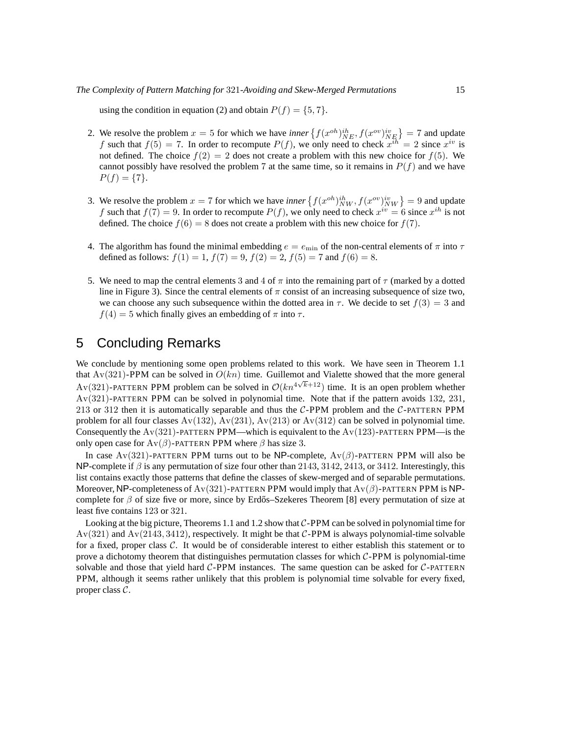using the condition in equation (2) and obtain $P(f) = \{5, 7\}$.

2. We resolve the problem $x = 5$ for which we have *inner* $\left\{f(x^{oh})^{ih}_{NE}, f(x^{ov})^{iv}_{NE}\right\} = 7$ and update $f$ such that $f(5) = 7$. In order to recompute $P(f)$, we only need to check $x^{ih} = 2$ since $x^{iv}$ is not defined. The choice $f(2) = 2$ does not create a problem with this new choice for $f(5)$. We cannot possibly have resolved the problem 7 at the same time, so it remains in $P(f)$ and we have $P(f) = \{7\}$.

3. We resolve the problem $x = 7$ for which we have *inner* $\left\{f(x^{oh})^{ih}_{NW}, f(x^{ov})^{iv}_{NW}\right\} = 9$ and update $f$ such that $f(7) = 9$. In order to recompute $P(f)$, we only need to check $x^{iv} = 6$ since $x^{ih}$ is not defined. The choice $f(6) = 8$ does not create a problem with this new choice for $f(7)$.

4. The algorithm has found the minimal embedding $e = e_{\min}$ of the non-central elements of $\pi$ into $\tau$ defined as follows: $f(1) = 1$, $f(7) = 9$, $f(2) = 2$, $f(5) = 7$ and $f(6) = 8$.

5. We need to map the central elements 3 and 4 of $\pi$ into the remaining part of $\tau$ (marked by a dotted line in Figure 3). Since the central elements of $\pi$ consist of an increasing subsequence of size two, we can choose any such subsequence within the dotted area in $\tau$. We decide to set $f(3) = 3$ and $f(4) = 5$ which finally gives an embedding of $\pi$ into $\tau$.

# 5 Concluding Remarks

We conclude by mentioning some open problems related to this work. We have seen in Theorem 1.1 that $\mathrm{Av}(321)$-PPM can be solved in $O(kn)$ time. Guillemot and Vialette showed that the more general $\mathrm{Av}(321)$-PATTERN PPM problem can be solved in $\mathcal{O}(kn^{4\sqrt{k}+12})$ time. It is an open problem whether $\mathrm{Av}(321)$-PATTERN PPM can be solved in polynomial time. Note that if the pattern avoids 132, 231, 213 or 312 then it is automatically separable and thus the $\mathcal{C}$-PPM problem and the $\mathcal{C}$-PATTERN PPM problem for all four classes $\mathrm{Av}(132)$, $\mathrm{Av}(231)$, $\mathrm{Av}(213)$ or $\mathrm{Av}(312)$ can be solved in polynomial time. Consequently the $\mathrm{Av}(321)$-PATTERN PPM—which is equivalent to the $\mathrm{Av}(123)$-PATTERN PPM—is the only open case for $\mathrm{Av}(\beta)$-PATTERN PPM where $\beta$ has size 3.

In case $\mathrm{Av}(321)$-PATTERN PPM turns out to be NP-complete, $\mathrm{Av}(\beta)$-PATTERN PPM will also be NP-complete if $\beta$ is any permutation of size four other than 2143, 3142, 2413, or 3412. Interestingly, this list contains exactly those patterns that define the classes of skew-merged and of separable permutations. Moreover, NP-completeness of $\mathrm{Av}(321)$-PATTERN PPM would imply that $\mathrm{Av}(\beta)$-PATTERN PPM is NP-complete for $\beta$ of size five or more, since by Erdős–Szekeres Theorem [8] every permutation of size at least five contains 123 or 321.

Looking at the big picture, Theorems 1.1 and 1.2 show that $\mathcal{C}$-PPM can be solved in polynomial time for $\mathrm{Av}(321)$ and $\mathrm{Av}(2143, 3412)$, respectively. It might be that $\mathcal{C}$-PPM is always polynomial-time solvable for a fixed, proper class $\mathcal{C}$. It would be of considerable interest to either establish this statement or to prove a dichotomy theorem that distinguishes permutation classes for which $\mathcal{C}$-PPM is polynomial-time solvable and those that yield hard $\mathcal{C}$-PPM instances. The same question can be asked for $\mathcal{C}$-PATTERN PPM, although it seems rather unlikely that this problem is polynomial time solvable for every fixed, proper class $\mathcal{C}$.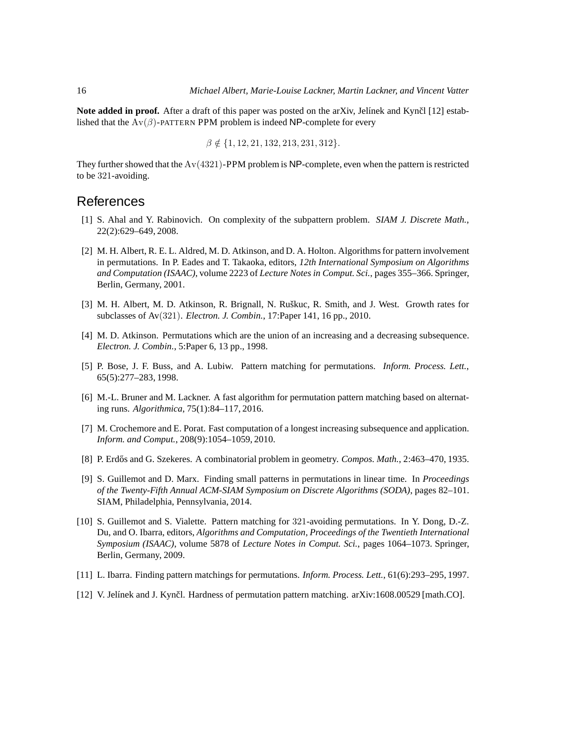**Note added in proof.** After a draft of this paper was posted on the arXiv, Jelínek and Kynčl [12] established that the $\mathrm{Av}(\beta)$-PATTERN PPM problem is indeed NP-complete for every

$$\beta \notin \{1, 12, 21, 132, 213, 231, 312\}.$$

They further showed that the $\mathrm{Av}(4321)$-PPM problem is NP-complete, even when the pattern is restricted to be $321$-avoiding.

## References

[1] S. Ahal and Y. Rabinovich. On complexity of the subpattern problem. *SIAM J. Discrete Math.*, 22(2):629–649, 2008.

[2] M. H. Albert, R. E. L. Aldred, M. D. Atkinson, and D. A. Holton. Algorithms for pattern involvement in permutations. In P. Eades and T. Takaoka, editors, *12th International Symposium on Algorithms and Computation (ISAAC)*, volume 2223 of *Lecture Notes in Comput. Sci.*, pages 355–366. Springer, Berlin, Germany, 2001.

[3] M. H. Albert, M. D. Atkinson, R. Brignall, N. Ruškuc, R. Smith, and J. West. Growth rates for subclasses of $\mathrm{Av}(321)$. *Electron. J. Combin.*, 17:Paper 141, 16 pp., 2010.

[4] M. D. Atkinson. Permutations which are the union of an increasing and a decreasing subsequence. *Electron. J. Combin.*, 5:Paper 6, 13 pp., 1998.

[5] P. Bose, J. F. Buss, and A. Lubiw. Pattern matching for permutations. *Inform. Process. Lett.*, 65(5):277–283, 1998.

[6] M.-L. Bruner and M. Lackner. A fast algorithm for permutation pattern matching based on alternating runs. *Algorithmica*, 75(1):84–117, 2016.

[7] M. Crochemore and E. Porat. Fast computation of a longest increasing subsequence and application. *Inform. and Comput.*, 208(9):1054–1059, 2010.

[8] P. Erdős and G. Szekeres. A combinatorial problem in geometry. *Compos. Math.*, 2:463–470, 1935.

[9] S. Guillemot and D. Marx. Finding small patterns in permutations in linear time. In *Proceedings of the Twenty-Fifth Annual ACM-SIAM Symposium on Discrete Algorithms (SODA)*, pages 82–101. SIAM, Philadelphia, Pennsylvania, 2014.

[10] S. Guillemot and S. Vialette. Pattern matching for $321$-avoiding permutations. In Y. Dong, D.-Z. Du, and O. Ibarra, editors, *Algorithms and Computation, Proceedings of the Twentieth International Symposium (ISAAC)*, volume 5878 of *Lecture Notes in Comput. Sci.*, pages 1064–1073. Springer, Berlin, Germany, 2009.

[11] L. Ibarra. Finding pattern matchings for permutations. *Inform. Process. Lett.*, 61(6):293–295, 1997.

[12] V. Jelínek and J. Kynčl. Hardness of permutation pattern matching. arXiv:1608.00529 [math.CO].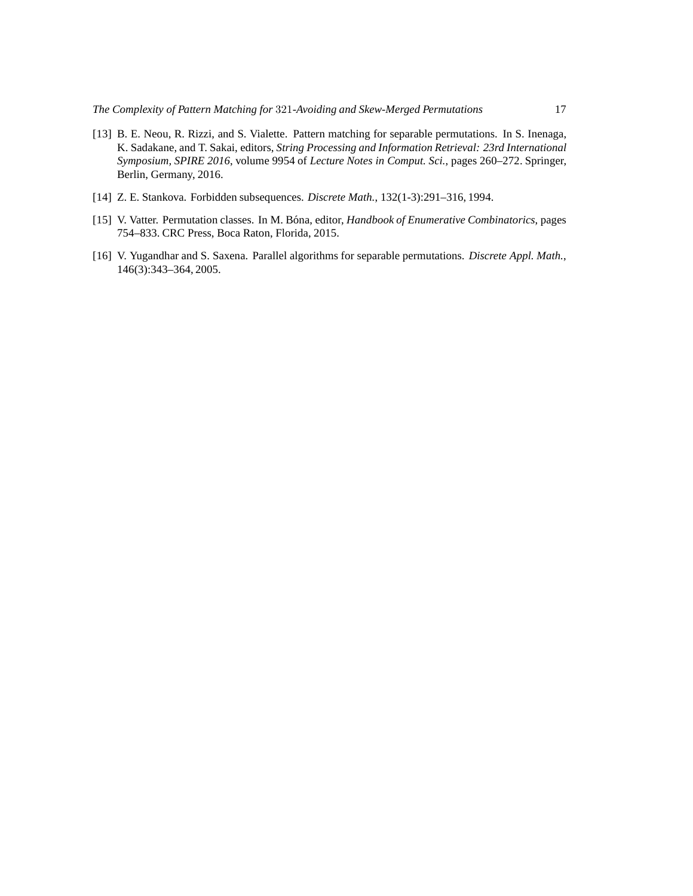[13] B. E. Neou, R. Rizzi, and S. Vialette. Pattern matching for separable permutations. In S. Inenaga, K. Sadakane, and T. Sakai, editors, *String Processing and Information Retrieval: 23rd International Symposium, SPIRE 2016*, volume 9954 of *Lecture Notes in Comput. Sci.*, pages 260–272. Springer, Berlin, Germany, 2016.

[14] Z. E. Stankova. Forbidden subsequences. *Discrete Math.*, 132(1-3):291–316, 1994.

[15] V. Vatter. Permutation classes. In M. Bóna, editor, *Handbook of Enumerative Combinatorics*, pages 754–833. CRC Press, Boca Raton, Florida, 2015.

[16] V. Yugandhar and S. Saxena. Parallel algorithms for separable permutations. *Discrete Appl. Math.*, 146(3):343–364, 2005.